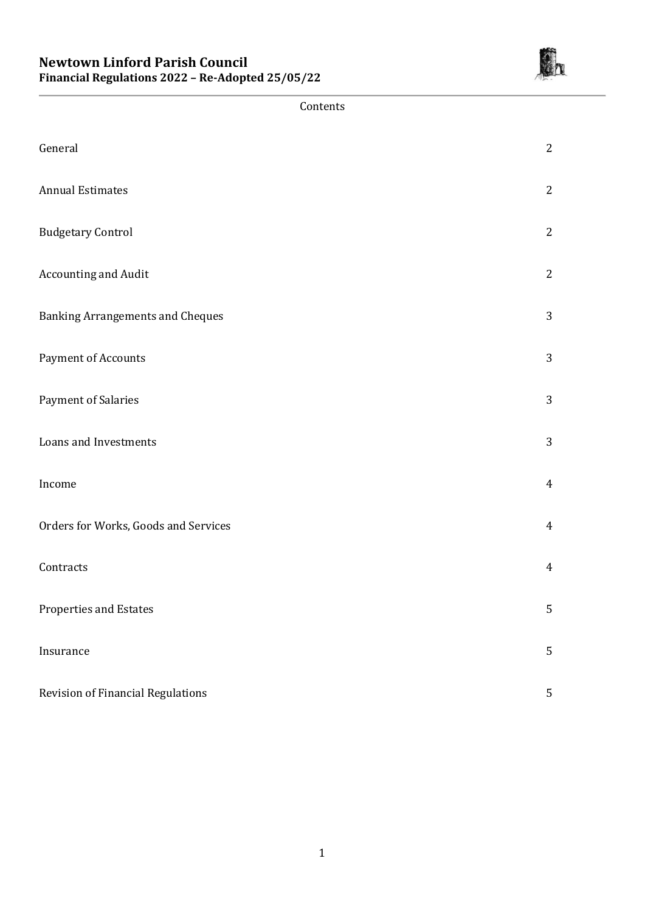# Newtown Linford Parish Council

**Financial Regulations 2022 – Re-Adopted 25/05/22**

Contents

| | |
|---|---|
| General | 2 |
| Annual Estimates | 2 |
| Budgetary Control | 2 |
| Accounting and Audit | 2 |
| Banking Arrangements and Cheques | 3 |
| Payment of Accounts | 3 |
| Payment of Salaries | 3 |
| Loans and Investments | 3 |
| Income | 4 |
| Orders for Works, Goods and Services | 4 |
| Contracts | 4 |
| Properties and Estates | 5 |
| Insurance | 5 |
| Revision of Financial Regulations | 5 |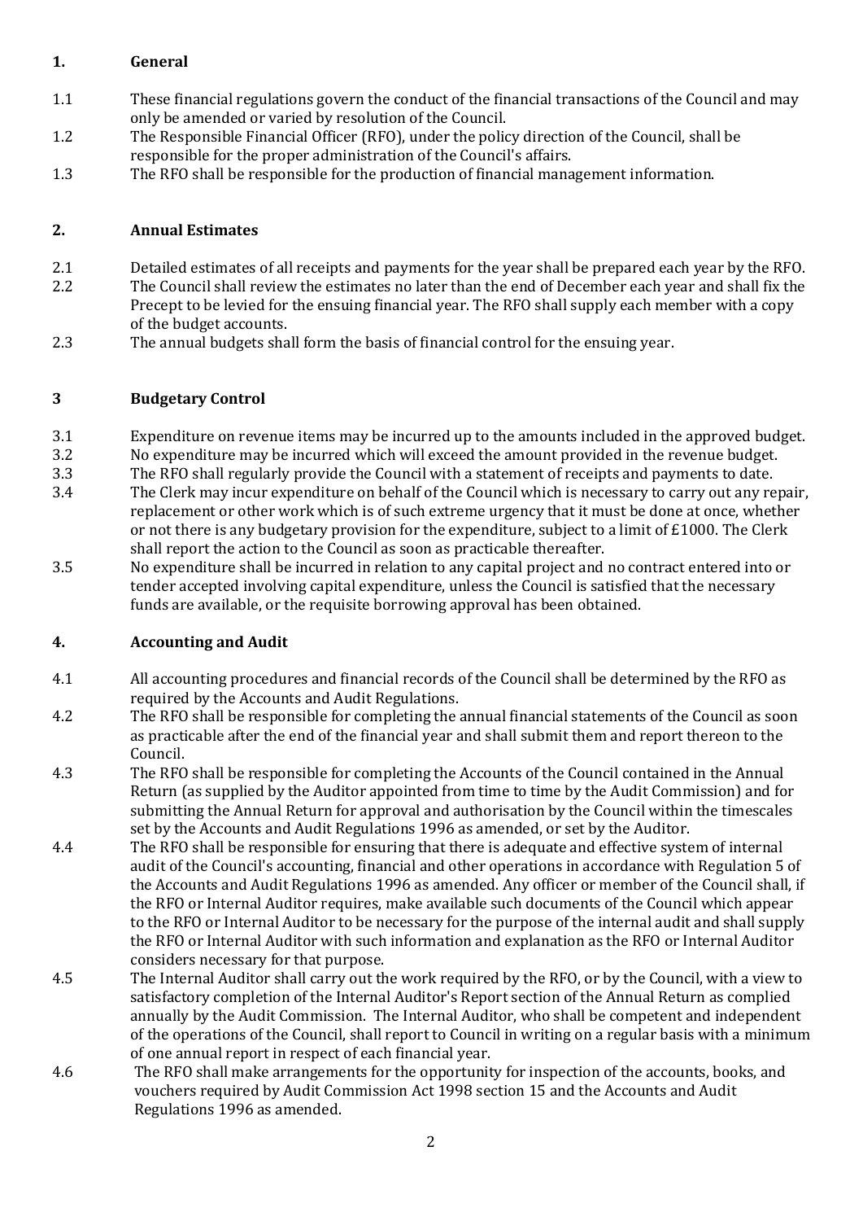## 1. General

1.1 These financial regulations govern the conduct of the financial transactions of the Council and may only be amended or varied by resolution of the Council.

1.2 The Responsible Financial Officer (RFO), under the policy direction of the Council, shall be responsible for the proper administration of the Council's affairs.

1.3 The RFO shall be responsible for the production of financial management information.

## 2. Annual Estimates

2.1 Detailed estimates of all receipts and payments for the year shall be prepared each year by the RFO.

2.2 The Council shall review the estimates no later than the end of December each year and shall fix the Precept to be levied for the ensuing financial year. The RFO shall supply each member with a copy of the budget accounts.

2.3 The annual budgets shall form the basis of financial control for the ensuing year.

## 3 Budgetary Control

3.1 Expenditure on revenue items may be incurred up to the amounts included in the approved budget.

3.2 No expenditure may be incurred which will exceed the amount provided in the revenue budget.

3.3 The RFO shall regularly provide the Council with a statement of receipts and payments to date.

3.4 The Clerk may incur expenditure on behalf of the Council which is necessary to carry out any repair, replacement or other work which is of such extreme urgency that it must be done at once, whether or not there is any budgetary provision for the expenditure, subject to a limit of £1000. The Clerk shall report the action to the Council as soon as practicable thereafter.

3.5 No expenditure shall be incurred in relation to any capital project and no contract entered into or tender accepted involving capital expenditure, unless the Council is satisfied that the necessary funds are available, or the requisite borrowing approval has been obtained.

## 4. Accounting and Audit

4.1 All accounting procedures and financial records of the Council shall be determined by the RFO as required by the Accounts and Audit Regulations.

4.2 The RFO shall be responsible for completing the annual financial statements of the Council as soon as practicable after the end of the financial year and shall submit them and report thereon to the Council.

4.3 The RFO shall be responsible for completing the Accounts of the Council contained in the Annual Return (as supplied by the Auditor appointed from time to time by the Audit Commission) and for submitting the Annual Return for approval and authorisation by the Council within the timescales set by the Accounts and Audit Regulations 1996 as amended, or set by the Auditor.

4.4 The RFO shall be responsible for ensuring that there is adequate and effective system of internal audit of the Council's accounting, financial and other operations in accordance with Regulation 5 of the Accounts and Audit Regulations 1996 as amended. Any officer or member of the Council shall, if the RFO or Internal Auditor requires, make available such documents of the Council which appear to the RFO or Internal Auditor to be necessary for the purpose of the internal audit and shall supply the RFO or Internal Auditor with such information and explanation as the RFO or Internal Auditor considers necessary for that purpose.

4.5 The Internal Auditor shall carry out the work required by the RFO, or by the Council, with a view to satisfactory completion of the Internal Auditor's Report section of the Annual Return as complied annually by the Audit Commission. The Internal Auditor, who shall be competent and independent of the operations of the Council, shall report to Council in writing on a regular basis with a minimum of one annual report in respect of each financial year.

4.6 The RFO shall make arrangements for the opportunity for inspection of the accounts, books, and vouchers required by Audit Commission Act 1998 section 15 and the Accounts and Audit Regulations 1996 as amended.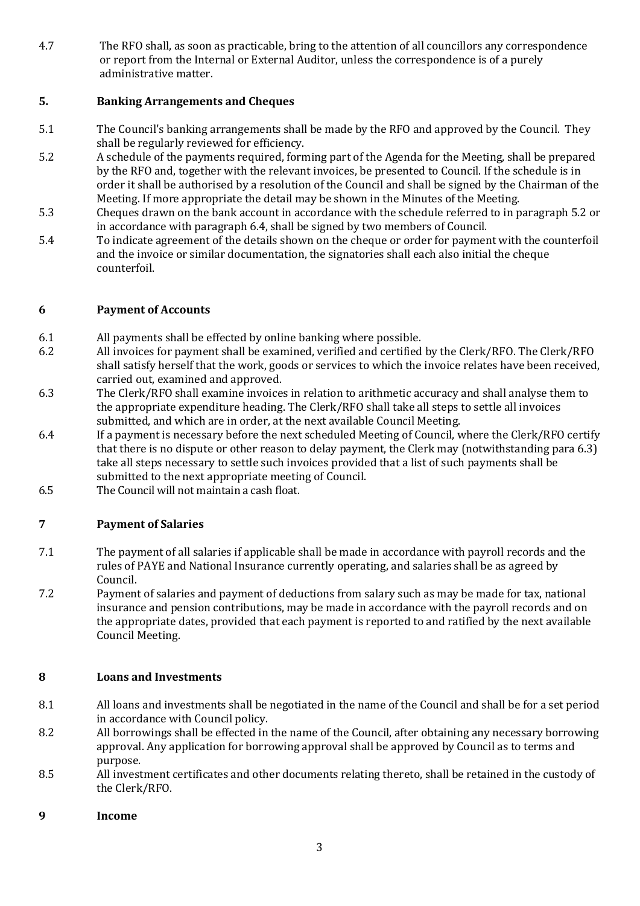4.7 The RFO shall, as soon as practicable, bring to the attention of all councillors any correspondence or report from the Internal or External Auditor, unless the correspondence is of a purely administrative matter.

## 5. Banking Arrangements and Cheques

5.1 The Council's banking arrangements shall be made by the RFO and approved by the Council. They shall be regularly reviewed for efficiency.

5.2 A schedule of the payments required, forming part of the Agenda for the Meeting, shall be prepared by the RFO and, together with the relevant invoices, be presented to Council. If the schedule is in order it shall be authorised by a resolution of the Council and shall be signed by the Chairman of the Meeting. If more appropriate the detail may be shown in the Minutes of the Meeting.

5.3 Cheques drawn on the bank account in accordance with the schedule referred to in paragraph 5.2 or in accordance with paragraph 6.4, shall be signed by two members of Council.

5.4 To indicate agreement of the details shown on the cheque or order for payment with the counterfoil and the invoice or similar documentation, the signatories shall each also initial the cheque counterfoil.

## 6 Payment of Accounts

6.1 All payments shall be effected by online banking where possible.

6.2 All invoices for payment shall be examined, verified and certified by the Clerk/RFO. The Clerk/RFO shall satisfy herself that the work, goods or services to which the invoice relates have been received, carried out, examined and approved.

6.3 The Clerk/RFO shall examine invoices in relation to arithmetic accuracy and shall analyse them to the appropriate expenditure heading. The Clerk/RFO shall take all steps to settle all invoices submitted, and which are in order, at the next available Council Meeting.

6.4 If a payment is necessary before the next scheduled Meeting of Council, where the Clerk/RFO certify that there is no dispute or other reason to delay payment, the Clerk may (notwithstanding para 6.3) take all steps necessary to settle such invoices provided that a list of such payments shall be submitted to the next appropriate meeting of Council.

6.5 The Council will not maintain a cash float.

## 7 Payment of Salaries

7.1 The payment of all salaries if applicable shall be made in accordance with payroll records and the rules of PAYE and National Insurance currently operating, and salaries shall be as agreed by Council.

7.2 Payment of salaries and payment of deductions from salary such as may be made for tax, national insurance and pension contributions, may be made in accordance with the payroll records and on the appropriate dates, provided that each payment is reported to and ratified by the next available Council Meeting.

## 8 Loans and Investments

8.1 All loans and investments shall be negotiated in the name of the Council and shall be for a set period in accordance with Council policy.

8.2 All borrowings shall be effected in the name of the Council, after obtaining any necessary borrowing approval. Any application for borrowing approval shall be approved by Council as to terms and purpose.

8.5 All investment certificates and other documents relating thereto, shall be retained in the custody of the Clerk/RFO.

## 9 Income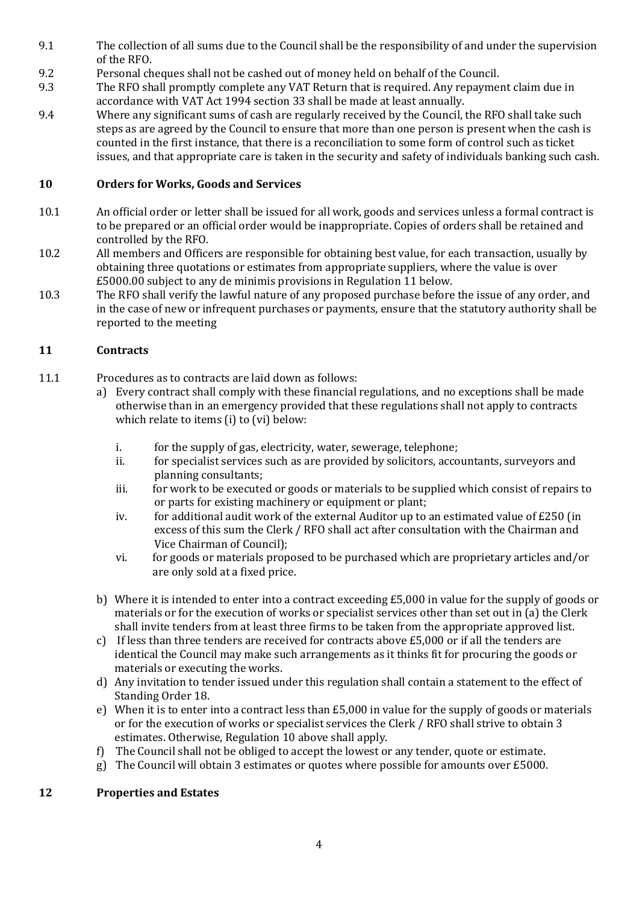9.1 The collection of all sums due to the Council shall be the responsibility of and under the supervision of the RFO.

9.2 Personal cheques shall not be cashed out of money held on behalf of the Council.

9.3 The RFO shall promptly complete any VAT Return that is required. Any repayment claim due in accordance with VAT Act 1994 section 33 shall be made at least annually.

9.4 Where any significant sums of cash are regularly received by the Council, the RFO shall take such steps as are agreed by the Council to ensure that more than one person is present when the cash is counted in the first instance, that there is a reconciliation to some form of control such as ticket issues, and that appropriate care is taken in the security and safety of individuals banking such cash.

## 10 Orders for Works, Goods and Services

10.1 An official order or letter shall be issued for all work, goods and services unless a formal contract is to be prepared or an official order would be inappropriate. Copies of orders shall be retained and controlled by the RFO.

10.2 All members and Officers are responsible for obtaining best value, for each transaction, usually by obtaining three quotations or estimates from appropriate suppliers, where the value is over £5000.00 subject to any de minimis provisions in Regulation 11 below.

10.3 The RFO shall verify the lawful nature of any proposed purchase before the issue of any order, and in the case of new or infrequent purchases or payments, ensure that the statutory authority shall be reported to the meeting

## 11 Contracts

11.1 Procedures as to contracts are laid down as follows:

a) Every contract shall comply with these financial regulations, and no exceptions shall be made otherwise than in an emergency provided that these regulations shall not apply to contracts which relate to items (i) to (vi) below:

   i. for the supply of gas, electricity, water, sewerage, telephone;
   ii. for specialist services such as are provided by solicitors, accountants, surveyors and planning consultants;
   iii. for work to be executed or goods or materials to be supplied which consist of repairs to or parts for existing machinery or equipment or plant;
   iv. for additional audit work of the external Auditor up to an estimated value of £250 (in excess of this sum the Clerk / RFO shall act after consultation with the Chairman and Vice Chairman of Council);
   vi. for goods or materials proposed to be purchased which are proprietary articles and/or are only sold at a fixed price.

b) Where it is intended to enter into a contract exceeding £5,000 in value for the supply of goods or materials or for the execution of works or specialist services other than set out in (a) the Clerk shall invite tenders from at least three firms to be taken from the appropriate approved list.

c) If less than three tenders are received for contracts above £5,000 or if all the tenders are identical the Council may make such arrangements as it thinks fit for procuring the goods or materials or executing the works.

d) Any invitation to tender issued under this regulation shall contain a statement to the effect of Standing Order 18.

e) When it is to enter into a contract less than £5,000 in value for the supply of goods or materials or for the execution of works or specialist services the Clerk / RFO shall strive to obtain 3 estimates. Otherwise, Regulation 10 above shall apply.

f) The Council shall not be obliged to accept the lowest or any tender, quote or estimate.

g) The Council will obtain 3 estimates or quotes where possible for amounts over £5000.

## 12 Properties and Estates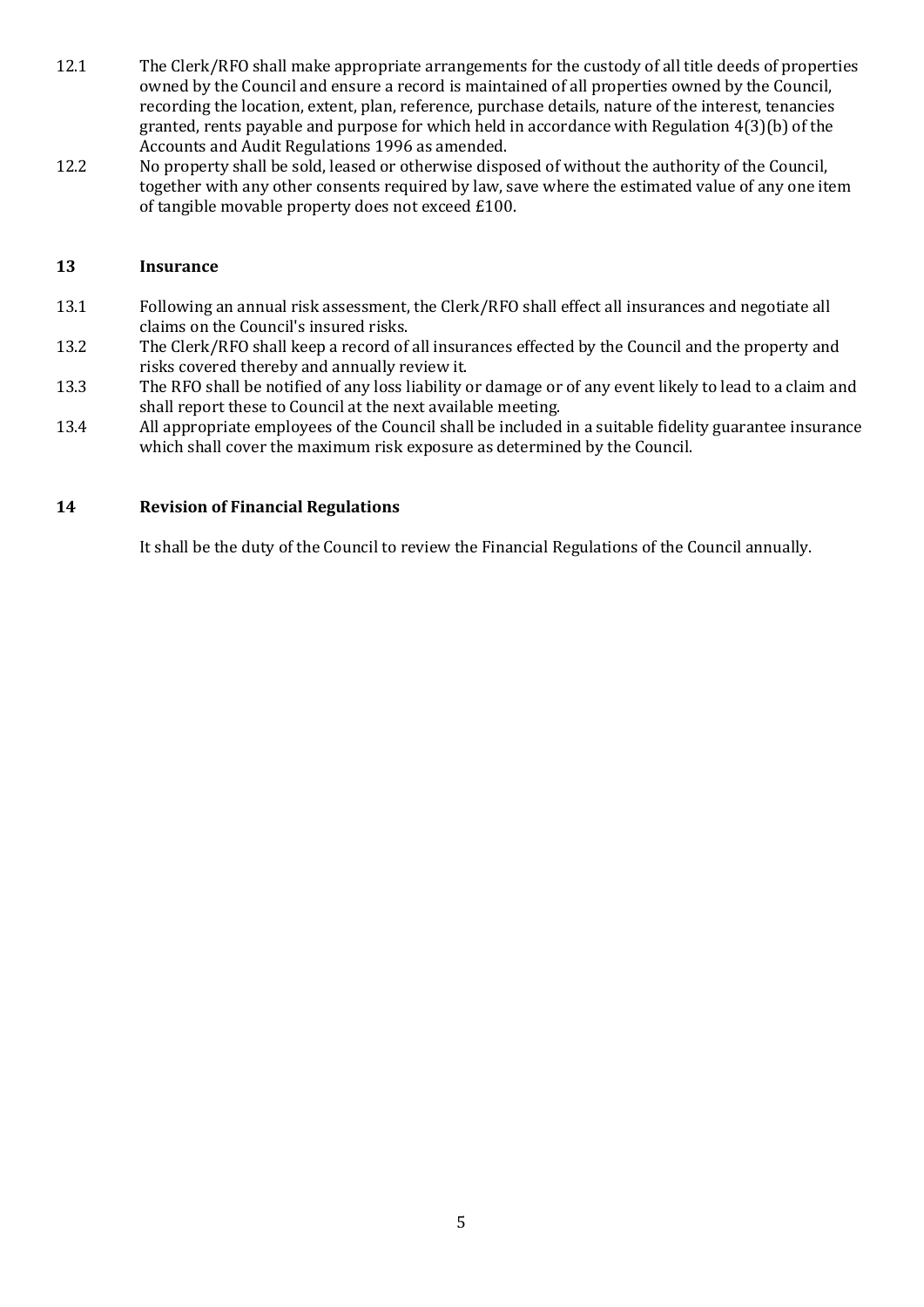12.1 The Clerk/RFO shall make appropriate arrangements for the custody of all title deeds of properties owned by the Council and ensure a record is maintained of all properties owned by the Council, recording the location, extent, plan, reference, purchase details, nature of the interest, tenancies granted, rents payable and purpose for which held in accordance with Regulation 4(3)(b) of the Accounts and Audit Regulations 1996 as amended.

12.2 No property shall be sold, leased or otherwise disposed of without the authority of the Council, together with any other consents required by law, save where the estimated value of any one item of tangible movable property does not exceed £100.

## 13 Insurance

13.1 Following an annual risk assessment, the Clerk/RFO shall effect all insurances and negotiate all claims on the Council's insured risks.

13.2 The Clerk/RFO shall keep a record of all insurances effected by the Council and the property and risks covered thereby and annually review it.

13.3 The RFO shall be notified of any loss liability or damage or of any event likely to lead to a claim and shall report these to Council at the next available meeting.

13.4 All appropriate employees of the Council shall be included in a suitable fidelity guarantee insurance which shall cover the maximum risk exposure as determined by the Council.

## 14 Revision of Financial Regulations

It shall be the duty of the Council to review the Financial Regulations of the Council annually.